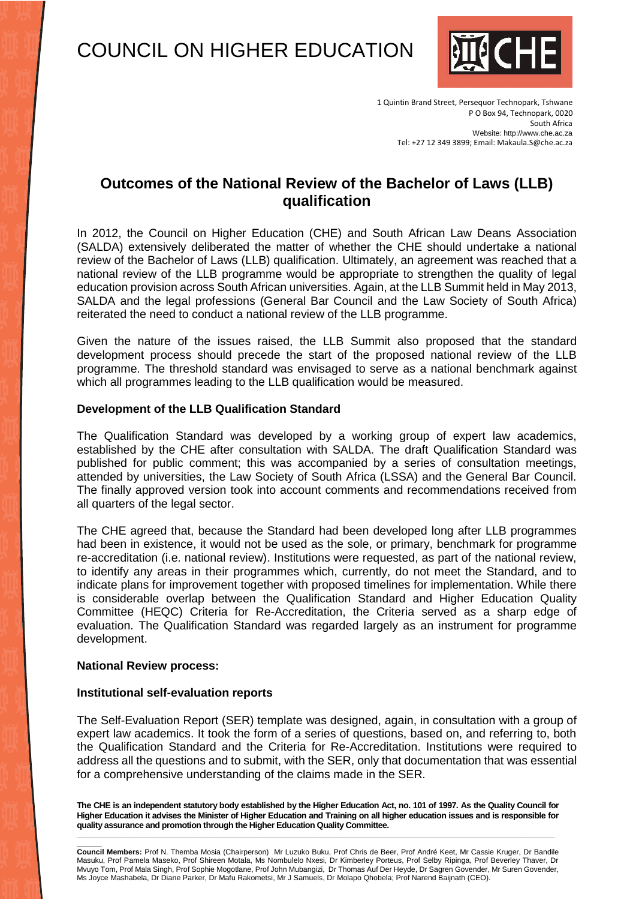# COUNCIL ON HIGHER EDUCATION

1 Quintin Brand Street, Persequor Technopark, Tshwane
P O Box 94, Technopark, 0020
South Africa
Website: http://www.che.ac.za
Tel: +27 12 349 3899; Email: Makaula.S@che.ac.za

## Outcomes of the National Review of the Bachelor of Laws (LLB) qualification

In 2012, the Council on Higher Education (CHE) and South African Law Deans Association (SALDA) extensively deliberated the matter of whether the CHE should undertake a national review of the Bachelor of Laws (LLB) qualification. Ultimately, an agreement was reached that a national review of the LLB programme would be appropriate to strengthen the quality of legal education provision across South African universities. Again, at the LLB Summit held in May 2013, SALDA and the legal professions (General Bar Council and the Law Society of South Africa) reiterated the need to conduct a national review of the LLB programme.

Given the nature of the issues raised, the LLB Summit also proposed that the standard development process should precede the start of the proposed national review of the LLB programme. The threshold standard was envisaged to serve as a national benchmark against which all programmes leading to the LLB qualification would be measured.

### Development of the LLB Qualification Standard

The Qualification Standard was developed by a working group of expert law academics, established by the CHE after consultation with SALDA. The draft Qualification Standard was published for public comment; this was accompanied by a series of consultation meetings, attended by universities, the Law Society of South Africa (LSSA) and the General Bar Council. The finally approved version took into account comments and recommendations received from all quarters of the legal sector.

The CHE agreed that, because the Standard had been developed long after LLB programmes had been in existence, it would not be used as the sole, or primary, benchmark for programme re-accreditation (i.e. national review). Institutions were requested, as part of the national review, to identify any areas in their programmes which, currently, do not meet the Standard, and to indicate plans for improvement together with proposed timelines for implementation. While there is considerable overlap between the Qualification Standard and Higher Education Quality Committee (HEQC) Criteria for Re-Accreditation, the Criteria served as a sharp edge of evaluation. The Qualification Standard was regarded largely as an instrument for programme development.

### National Review process:

### Institutional self-evaluation reports

The Self-Evaluation Report (SER) template was designed, again, in consultation with a group of expert law academics. It took the form of a series of questions, based on, and referring to, both the Qualification Standard and the Criteria for Re-Accreditation. Institutions were required to address all the questions and to submit, with the SER, only that documentation that was essential for a comprehensive understanding of the claims made in the SER.

**The CHE is an independent statutory body established by the Higher Education Act, no. 101 of 1997. As the Quality Council for Higher Education it advises the Minister of Higher Education and Training on all higher education issues and is responsible for quality assurance and promotion through the Higher Education Quality Committee.**

**Council Members:** Prof N. Themba Mosia (Chairperson) Mr Luzuko Buku, Prof Chris de Beer, Prof André Keet, Mr Cassie Kruger, Dr Bandile Masuku, Prof Pamela Maseko, Prof Shireen Motala, Ms Nombulelo Nxesi, Dr Kimberley Porteus, Prof Selby Ripinga, Prof Beverley Thaver, Dr Mvuyo Tom, Prof Mala Singh, Prof Sophie Mogotlane, Prof John Mubangizi, Dr Thomas Auf Der Heyde, Dr Sagren Govender, Mr Suren Govender, Ms Joyce Mashabela, Dr Diane Parker, Dr Mafu Rakometsi, Mr J Samuels, Dr Molapo Qhobela; Prof Narend Baijnath (CEO).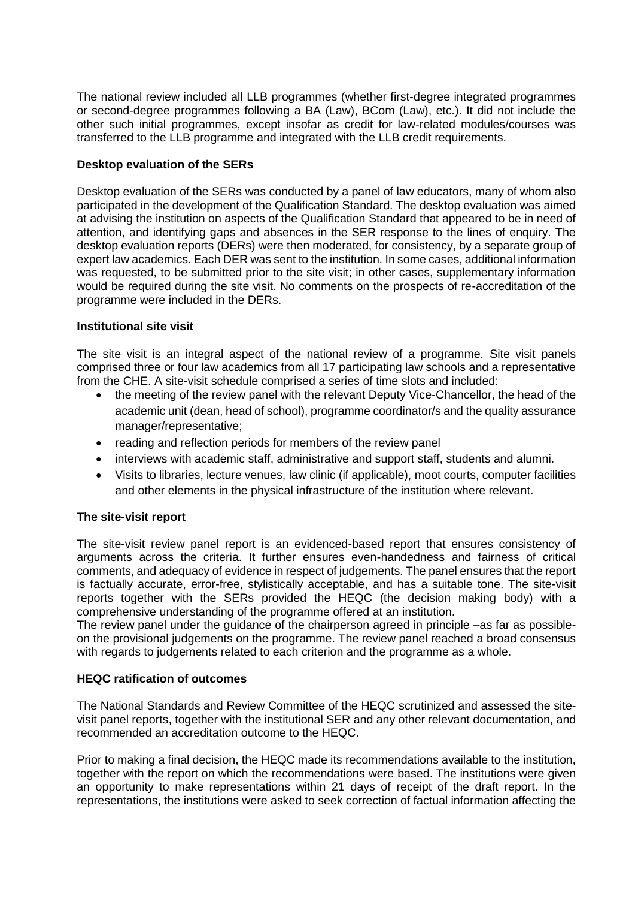The national review included all LLB programmes (whether first-degree integrated programmes or second-degree programmes following a BA (Law), BCom (Law), etc.). It did not include the other such initial programmes, except insofar as credit for law-related modules/courses was transferred to the LLB programme and integrated with the LLB credit requirements.

**Desktop evaluation of the SERs**

Desktop evaluation of the SERs was conducted by a panel of law educators, many of whom also participated in the development of the Qualification Standard. The desktop evaluation was aimed at advising the institution on aspects of the Qualification Standard that appeared to be in need of attention, and identifying gaps and absences in the SER response to the lines of enquiry. The desktop evaluation reports (DERs) were then moderated, for consistency, by a separate group of expert law academics. Each DER was sent to the institution. In some cases, additional information was requested, to be submitted prior to the site visit; in other cases, supplementary information would be required during the site visit. No comments on the prospects of re-accreditation of the programme were included in the DERs.

**Institutional site visit**

The site visit is an integral aspect of the national review of a programme. Site visit panels comprised three or four law academics from all 17 participating law schools and a representative from the CHE. A site-visit schedule comprised a series of time slots and included:

- the meeting of the review panel with the relevant Deputy Vice-Chancellor, the head of the academic unit (dean, head of school), programme coordinator/s and the quality assurance manager/representative;
- reading and reflection periods for members of the review panel
- interviews with academic staff, administrative and support staff, students and alumni.
- Visits to libraries, lecture venues, law clinic (if applicable), moot courts, computer facilities and other elements in the physical infrastructure of the institution where relevant.

**The site-visit report**

The site-visit review panel report is an evidenced-based report that ensures consistency of arguments across the criteria. It further ensures even-handedness and fairness of critical comments, and adequacy of evidence in respect of judgements. The panel ensures that the report is factually accurate, error-free, stylistically acceptable, and has a suitable tone. The site-visit reports together with the SERs provided the HEQC (the decision making body) with a comprehensive understanding of the programme offered at an institution.

The review panel under the guidance of the chairperson agreed in principle –as far as possible- on the provisional judgements on the programme. The review panel reached a broad consensus with regards to judgements related to each criterion and the programme as a whole.

**HEQC ratification of outcomes**

The National Standards and Review Committee of the HEQC scrutinized and assessed the site-visit panel reports, together with the institutional SER and any other relevant documentation, and recommended an accreditation outcome to the HEQC.

Prior to making a final decision, the HEQC made its recommendations available to the institution, together with the report on which the recommendations were based. The institutions were given an opportunity to make representations within 21 days of receipt of the draft report. In the representations, the institutions were asked to seek correction of factual information affecting the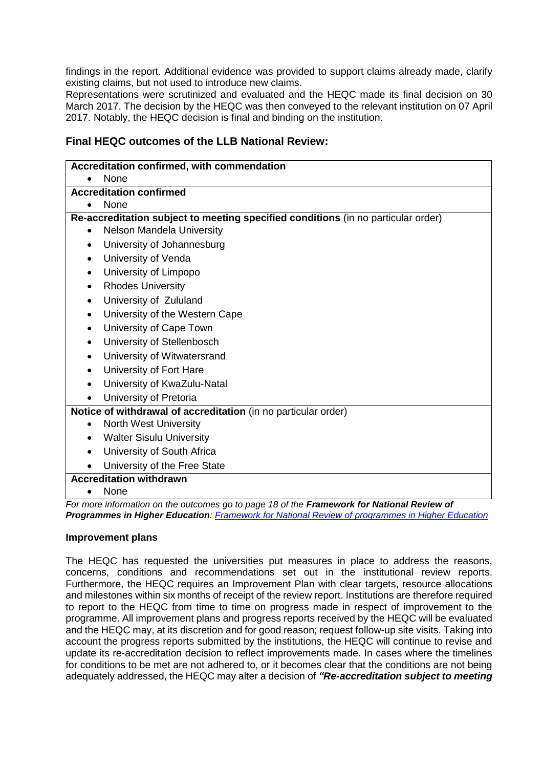findings in the report. Additional evidence was provided to support claims already made, clarify existing claims, but not used to introduce new claims.

Representations were scrutinized and evaluated and the HEQC made its final decision on 30 March 2017. The decision by the HEQC was then conveyed to the relevant institution on 07 April 2017. Notably, the HEQC decision is final and binding on the institution.

## Final HEQC outcomes of the LLB National Review:

| Outcome |
|---|
| **Accreditation confirmed, with commendation** |
| • None |
| **Accreditation confirmed** |
| • None |
| **Re-accreditation subject to meeting specified conditions** (in no particular order) |
| • Nelson Mandela University<br>• University of Johannesburg<br>• University of Venda<br>• University of Limpopo<br>• Rhodes University<br>• University of Zululand<br>• University of the Western Cape<br>• University of Cape Town<br>• University of Stellenbosch<br>• University of Witwatersrand<br>• University of Fort Hare<br>• University of KwaZulu-Natal<br>• University of Pretoria |
| **Notice of withdrawal of accreditation** (in no particular order) |
| • North West University<br>• Walter Sisulu University<br>• University of South Africa<br>• University of the Free State |
| **Accreditation withdrawn** |
| • None |

*For more information on the outcomes go to page 18 of the* ***Framework for National Review of Programmes in Higher Education****: Framework for National Review of programmes in Higher Education*

**Improvement plans**

The HEQC has requested the universities put measures in place to address the reasons, concerns, conditions and recommendations set out in the institutional review reports. Furthermore, the HEQC requires an Improvement Plan with clear targets, resource allocations and milestones within six months of receipt of the review report. Institutions are therefore required to report to the HEQC from time to time on progress made in respect of improvement to the programme. All improvement plans and progress reports received by the HEQC will be evaluated and the HEQC may, at its discretion and for good reason; request follow-up site visits. Taking into account the progress reports submitted by the institutions, the HEQC will continue to revise and update its re-accreditation decision to reflect improvements made. In cases where the timelines for conditions to be met are not adhered to, or it becomes clear that the conditions are not being adequately addressed, the HEQC may alter a decision of ***"Re-accreditation subject to meeting***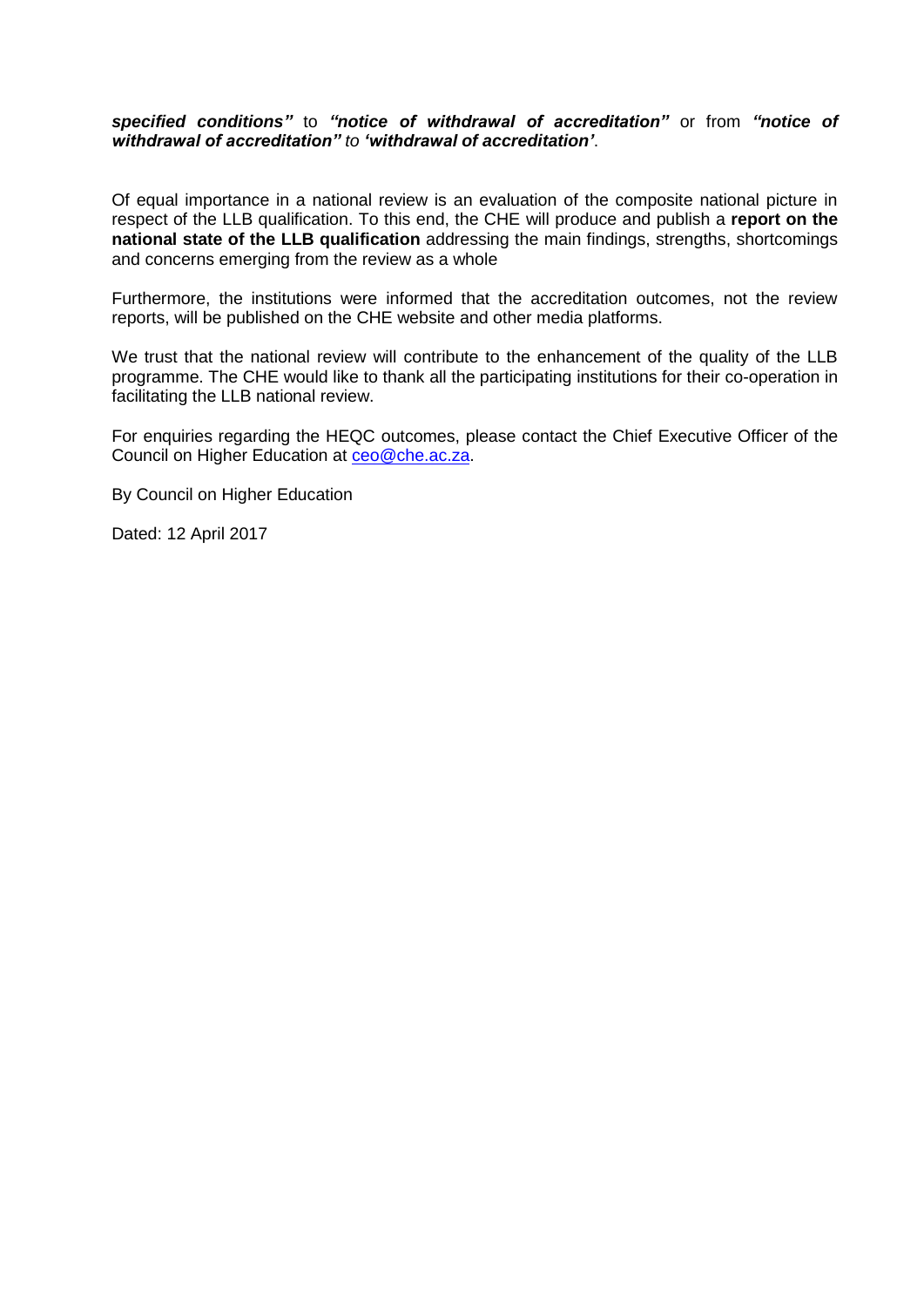***specified conditions"*** to ***"notice of withdrawal of accreditation"*** or from ***"notice of withdrawal of accreditation"*** *to* ***'withdrawal of accreditation'***.

Of equal importance in a national review is an evaluation of the composite national picture in respect of the LLB qualification. To this end, the CHE will produce and publish a **report on the national state of the LLB qualification** addressing the main findings, strengths, shortcomings and concerns emerging from the review as a whole

Furthermore, the institutions were informed that the accreditation outcomes, not the review reports, will be published on the CHE website and other media platforms.

We trust that the national review will contribute to the enhancement of the quality of the LLB programme. The CHE would like to thank all the participating institutions for their co-operation in facilitating the LLB national review.

For enquiries regarding the HEQC outcomes, please contact the Chief Executive Officer of the Council on Higher Education at [ceo@che.ac.za](mailto:ceo@che.ac.za).

By Council on Higher Education

Dated: 12 April 2017